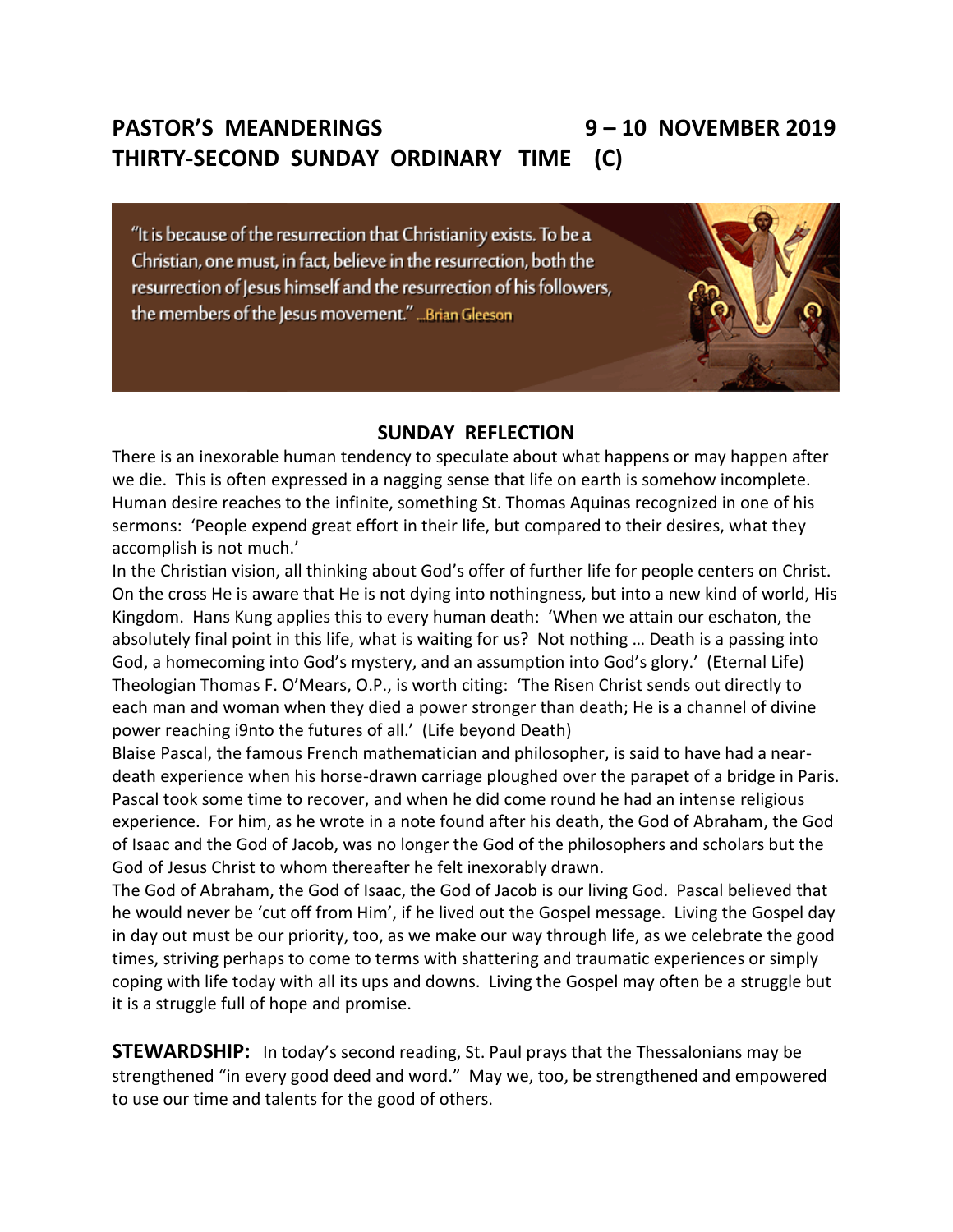# PASTOR'S MEANDERINGS 9 – 10 NOVEMBER 2019
# THIRTY-SECOND SUNDAY ORDINARY TIME (C)

"It is because of the resurrection that Christianity exists. To be a Christian, one must, in fact, believe in the resurrection, both the resurrection of Jesus himself and the resurrection of his followers, the members of the Jesus movement." ...Brian Gleeson

## SUNDAY REFLECTION

There is an inexorable human tendency to speculate about what happens or may happen after we die. This is often expressed in a nagging sense that life on earth is somehow incomplete. Human desire reaches to the infinite, something St. Thomas Aquinas recognized in one of his sermons: 'People expend great effort in their life, but compared to their desires, what they accomplish is not much.'

In the Christian vision, all thinking about God's offer of further life for people centers on Christ. On the cross He is aware that He is not dying into nothingness, but into a new kind of world, His Kingdom. Hans Kung applies this to every human death: 'When we attain our eschaton, the absolutely final point in this life, what is waiting for us? Not nothing … Death is a passing into God, a homecoming into God's mystery, and an assumption into God's glory.' (Eternal Life)

Theologian Thomas F. O'Mears, O.P., is worth citing: 'The Risen Christ sends out directly to each man and woman when they died a power stronger than death; He is a channel of divine power reaching i9nto the futures of all.' (Life beyond Death)

Blaise Pascal, the famous French mathematician and philosopher, is said to have had a near-death experience when his horse-drawn carriage ploughed over the parapet of a bridge in Paris. Pascal took some time to recover, and when he did come round he had an intense religious experience. For him, as he wrote in a note found after his death, the God of Abraham, the God of Isaac and the God of Jacob, was no longer the God of the philosophers and scholars but the God of Jesus Christ to whom thereafter he felt inexorably drawn.

The God of Abraham, the God of Isaac, the God of Jacob is our living God. Pascal believed that he would never be 'cut off from Him', if he lived out the Gospel message. Living the Gospel day in day out must be our priority, too, as we make our way through life, as we celebrate the good times, striving perhaps to come to terms with shattering and traumatic experiences or simply coping with life today with all its ups and downs. Living the Gospel may often be a struggle but it is a struggle full of hope and promise.

**STEWARDSHIP:** In today's second reading, St. Paul prays that the Thessalonians may be strengthened "in every good deed and word." May we, too, be strengthened and empowered to use our time and talents for the good of others.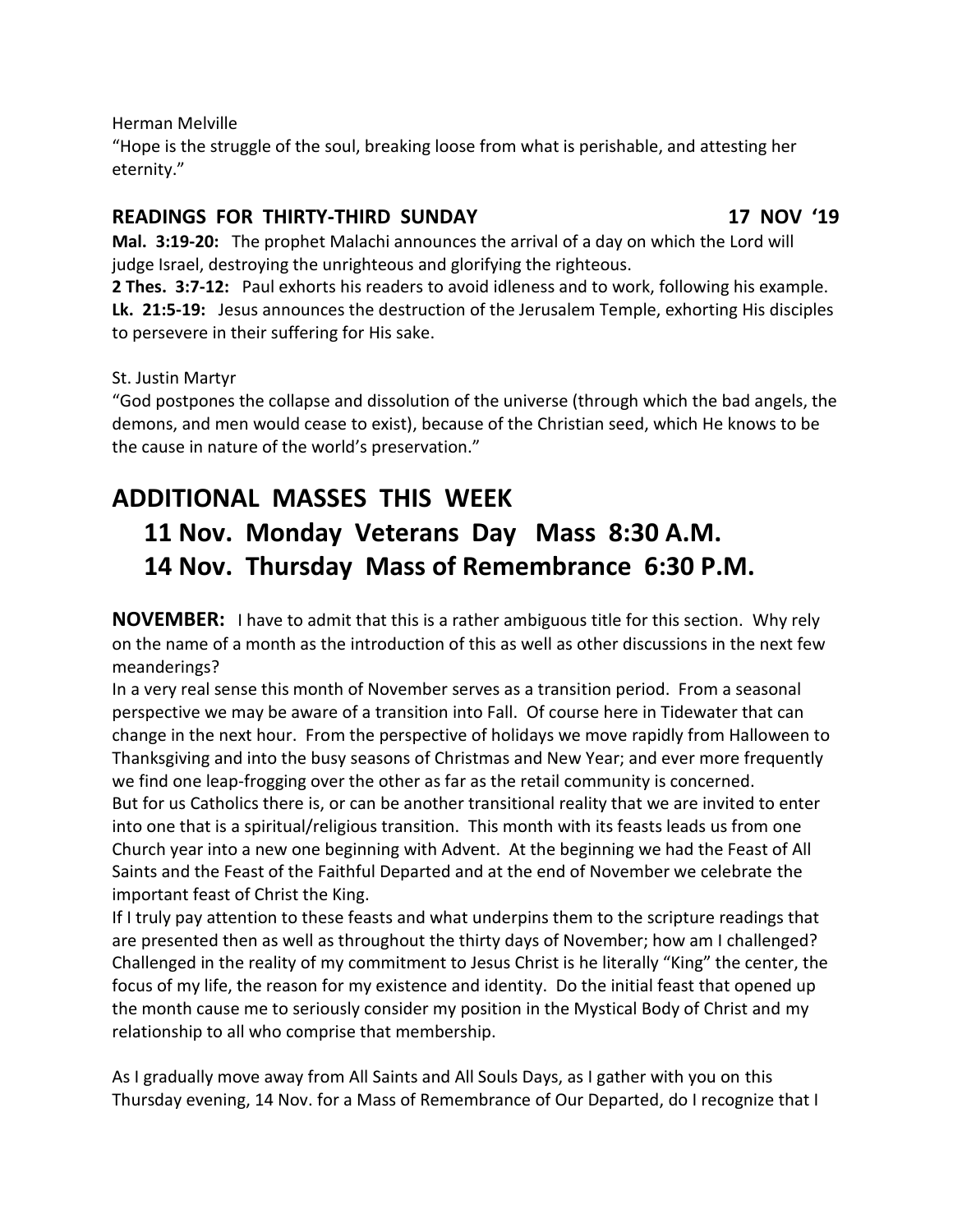Herman Melville

"Hope is the struggle of the soul, breaking loose from what is perishable, and attesting her eternity."

**READINGS FOR THIRTY-THIRD SUNDAY 17 NOV '19**

**Mal. 3:19-20:** The prophet Malachi announces the arrival of a day on which the Lord will judge Israel, destroying the unrighteous and glorifying the righteous.

**2 Thes. 3:7-12:** Paul exhorts his readers to avoid idleness and to work, following his example.

**Lk. 21:5-19:** Jesus announces the destruction of the Jerusalem Temple, exhorting His disciples to persevere in their suffering for His sake.

St. Justin Martyr

"God postpones the collapse and dissolution of the universe (through which the bad angels, the demons, and men would cease to exist), because of the Christian seed, which He knows to be the cause in nature of the world's preservation."

# ADDITIONAL MASSES THIS WEEK

## 11 Nov. Monday Veterans Day Mass 8:30 A.M.

## 14 Nov. Thursday Mass of Remembrance 6:30 P.M.

**NOVEMBER:** I have to admit that this is a rather ambiguous title for this section. Why rely on the name of a month as the introduction of this as well as other discussions in the next few meanderings?

In a very real sense this month of November serves as a transition period. From a seasonal perspective we may be aware of a transition into Fall. Of course here in Tidewater that can change in the next hour. From the perspective of holidays we move rapidly from Halloween to Thanksgiving and into the busy seasons of Christmas and New Year; and ever more frequently we find one leap-frogging over the other as far as the retail community is concerned.

But for us Catholics there is, or can be another transitional reality that we are invited to enter into one that is a spiritual/religious transition. This month with its feasts leads us from one Church year into a new one beginning with Advent. At the beginning we had the Feast of All Saints and the Feast of the Faithful Departed and at the end of November we celebrate the important feast of Christ the King.

If I truly pay attention to these feasts and what underpins them to the scripture readings that are presented then as well as throughout the thirty days of November; how am I challenged? Challenged in the reality of my commitment to Jesus Christ is he literally "King" the center, the focus of my life, the reason for my existence and identity. Do the initial feast that opened up the month cause me to seriously consider my position in the Mystical Body of Christ and my relationship to all who comprise that membership.

As I gradually move away from All Saints and All Souls Days, as I gather with you on this Thursday evening, 14 Nov. for a Mass of Remembrance of Our Departed, do I recognize that I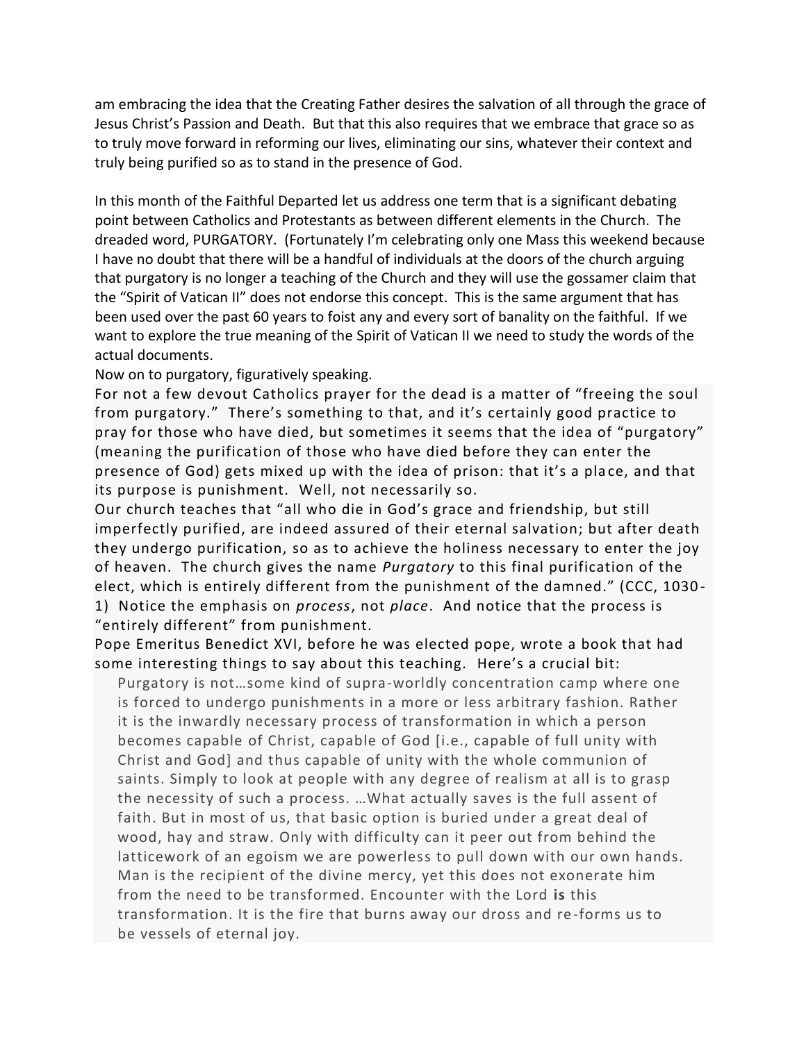am embracing the idea that the Creating Father desires the salvation of all through the grace of Jesus Christ's Passion and Death. But that this also requires that we embrace that grace so as to truly move forward in reforming our lives, eliminating our sins, whatever their context and truly being purified so as to stand in the presence of God.

In this month of the Faithful Departed let us address one term that is a significant debating point between Catholics and Protestants as between different elements in the Church. The dreaded word, PURGATORY. (Fortunately I'm celebrating only one Mass this weekend because I have no doubt that there will be a handful of individuals at the doors of the church arguing that purgatory is no longer a teaching of the Church and they will use the gossamer claim that the "Spirit of Vatican II" does not endorse this concept. This is the same argument that has been used over the past 60 years to foist any and every sort of banality on the faithful. If we want to explore the true meaning of the Spirit of Vatican II we need to study the words of the actual documents.

Now on to purgatory, figuratively speaking.

For not a few devout Catholics prayer for the dead is a matter of "freeing the soul from purgatory." There's something to that, and it's certainly good practice to pray for those who have died, but sometimes it seems that the idea of "purgatory" (meaning the purification of those who have died before they can enter the presence of God) gets mixed up with the idea of prison: that it's a place, and that its purpose is punishment. Well, not necessarily so.

Our church teaches that "all who die in God's grace and friendship, but still imperfectly purified, are indeed assured of their eternal salvation; but after death they undergo purification, so as to achieve the holiness necessary to enter the joy of heaven. The church gives the name *Purgatory* to this final purification of the elect, which is entirely different from the punishment of the damned." (CCC, 1030-1) Notice the emphasis on *process*, not *place*. And notice that the process is "entirely different" from punishment.

Pope Emeritus Benedict XVI, before he was elected pope, wrote a book that had some interesting things to say about this teaching. Here's a crucial bit:

> Purgatory is not…some kind of supra-worldly concentration camp where one is forced to undergo punishments in a more or less arbitrary fashion. Rather it is the inwardly necessary process of transformation in which a person becomes capable of Christ, capable of God [i.e., capable of full unity with Christ and God] and thus capable of unity with the whole communion of saints. Simply to look at people with any degree of realism at all is to grasp the necessity of such a process. …What actually saves is the full assent of faith. But in most of us, that basic option is buried under a great deal of wood, hay and straw. Only with difficulty can it peer out from behind the latticework of an egoism we are powerless to pull down with our own hands. Man is the recipient of the divine mercy, yet this does not exonerate him from the need to be transformed. Encounter with the Lord **is** this transformation. It is the fire that burns away our dross and re-forms us to be vessels of eternal joy.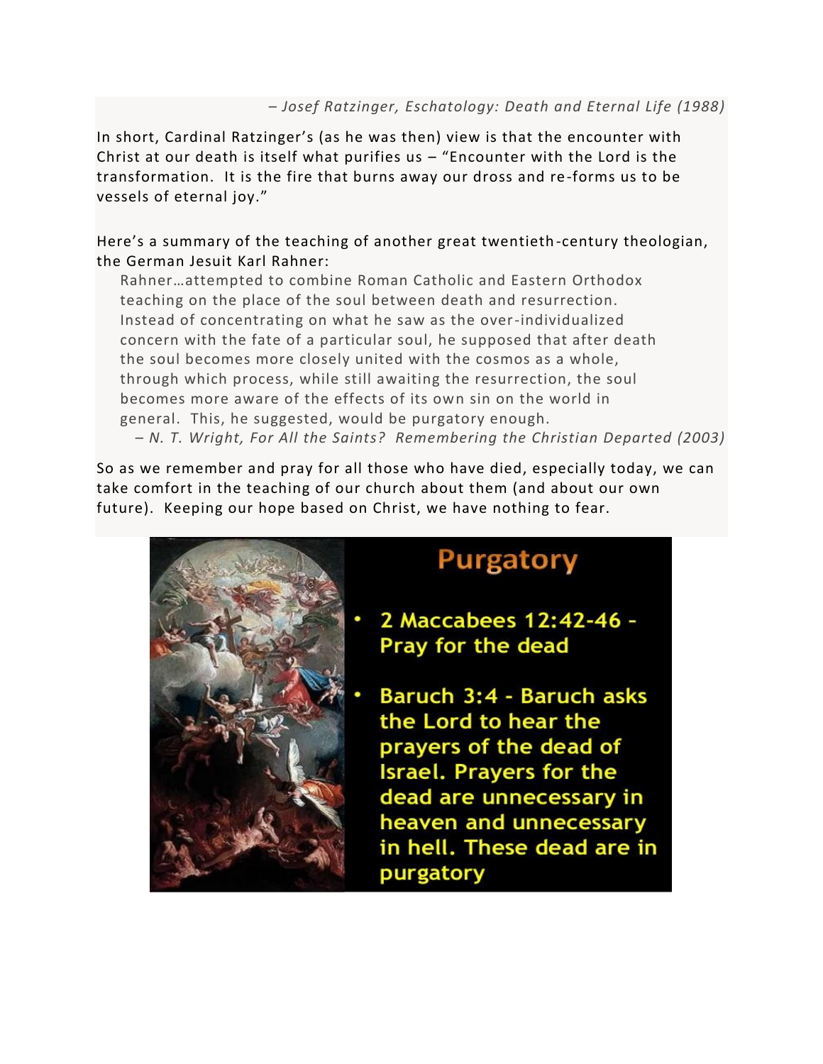*– Josef Ratzinger, Eschatology: Death and Eternal Life (1988)*

In short, Cardinal Ratzinger's (as he was then) view is that the encounter with Christ at our death is itself what purifies us – "Encounter with the Lord is the transformation. It is the fire that burns away our dross and re-forms us to be vessels of eternal joy."

Here's a summary of the teaching of another great twentieth-century theologian, the German Jesuit Karl Rahner:

> Rahner…attempted to combine Roman Catholic and Eastern Orthodox teaching on the place of the soul between death and resurrection. Instead of concentrating on what he saw as the over-individualized concern with the fate of a particular soul, he supposed that after death the soul becomes more closely united with the cosmos as a whole, through which process, while still awaiting the resurrection, the soul becomes more aware of the effects of its own sin on the world in general. This, he suggested, would be purgatory enough.
>
> *– N. T. Wright, For All the Saints? Remembering the Christian Departed (2003)*

So as we remember and pray for all those who have died, especially today, we can take comfort in the teaching of our church about them (and about our own future). Keeping our hope based on Christ, we have nothing to fear.

## Purgatory

- **2 Maccabees 12:42-46 - Pray for the dead**
- **Baruch 3:4 - Baruch asks the Lord to hear the prayers of the dead of Israel. Prayers for the dead are unnecessary in heaven and unnecessary in hell. These dead are in purgatory**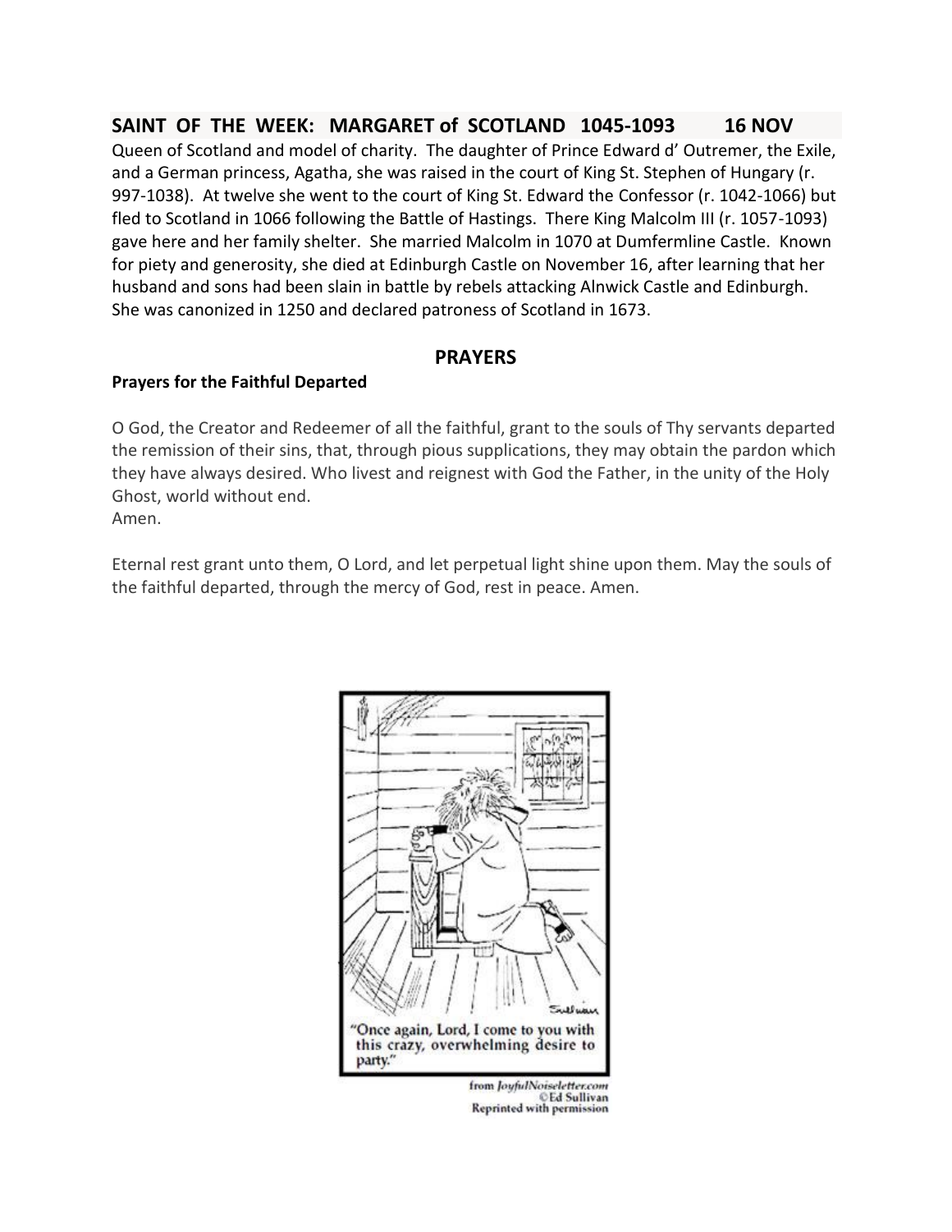## SAINT OF THE WEEK: MARGARET of SCOTLAND 1045-1093 16 NOV

Queen of Scotland and model of charity. The daughter of Prince Edward d' Outremer, the Exile, and a German princess, Agatha, she was raised in the court of King St. Stephen of Hungary (r. 997-1038). At twelve she went to the court of King St. Edward the Confessor (r. 1042-1066) but fled to Scotland in 1066 following the Battle of Hastings. There King Malcolm III (r. 1057-1093) gave here and her family shelter. She married Malcolm in 1070 at Dumfermline Castle. Known for piety and generosity, she died at Edinburgh Castle on November 16, after learning that her husband and sons had been slain in battle by rebels attacking Alnwick Castle and Edinburgh. She was canonized in 1250 and declared patroness of Scotland in 1673.

## PRAYERS

**Prayers for the Faithful Departed**

O God, the Creator and Redeemer of all the faithful, grant to the souls of Thy servants departed the remission of their sins, that, through pious supplications, they may obtain the pardon which they have always desired. Who livest and reignest with God the Father, in the unity of the Holy Ghost, world without end.
Amen.

Eternal rest grant unto them, O Lord, and let perpetual light shine upon them. May the souls of the faithful departed, through the mercy of God, rest in peace. Amen.

"Once again, Lord, I come to you with this crazy, overwhelming desire to party."

from *JoyfulNoiseletter.com*
©Ed Sullivan
Reprinted with permission